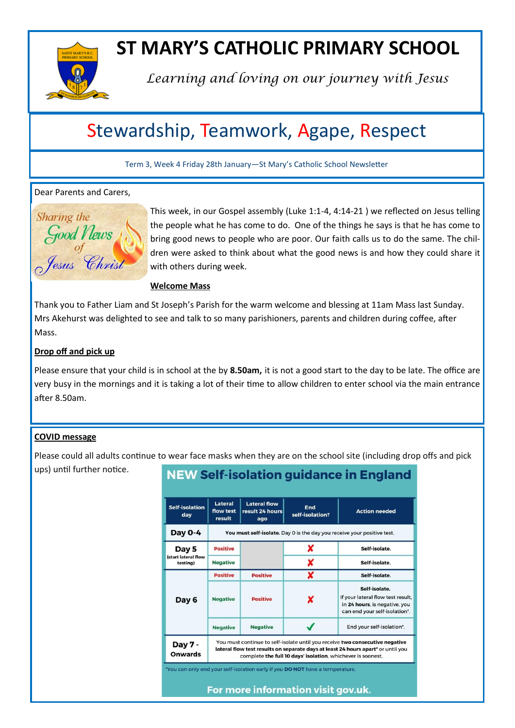# ST MARY'S CATHOLIC PRIMARY SCHOOL

*Learning and loving on our journey with Jesus*

## Stewardship, Teamwork, Agape, Respect

Term 3, Week 4 Friday 28th January—St Mary's Catholic School Newsletter

Dear Parents and Carers,

Sharing the Good News of Jesus Christ

This week, in our Gospel assembly (Luke 1:1-4, 4:14-21 ) we reflected on Jesus telling the people what he has come to do. One of the things he says is that he has come to bring good news to people who are poor. Our faith calls us to do the same. The children were asked to think about what the good news is and how they could share it with others during week.

**Welcome Mass**

Thank you to Father Liam and St Joseph's Parish for the warm welcome and blessing at 11am Mass last Sunday. Mrs Akehurst was delighted to see and talk to so many parishioners, parents and children during coffee, after Mass.

**Drop off and pick up**

Please ensure that your child is in school at the by **8.50am,** it is not a good start to the day to be late. The office are very busy in the mornings and it is taking a lot of their time to allow children to enter school via the main entrance after 8.50am.

**COVID message**

Please could all adults continue to wear face masks when they are on the school site (including drop offs and pick ups) until further notice.

**NEW Self-isolation guidance in England**

| Self-isolation day | Lateral flow test result | Lateral flow result 24 hours ago | End self-isolation? | Action needed |
|---|---|---|---|---|
| Day 0-4 | **You must self-isolate.** Day 0 is the day you receive your positive test. | | | |
| Day 5 (start lateral flow testing) | Positive | | ✗ | Self-isolate. |
| | Negative | | ✗ | Self-isolate. |
| Day 6 | Positive | Positive | ✗ | Self-isolate. |
| | Negative | Positive | ✗ | Self-isolate. If your lateral flow test result, in **24 hours**, is negative, you can end your self-isolation*. |
| | Negative | Negative | ✓ | End your self-isolation*. |
| Day 7 - Onwards | You must continue to self-isolate until you receive **two consecutive negative lateral flow test results on separate days at least 24 hours apart*** or until you complete **the full 10 days' isolation**, whichever is soonest. | | | |

*You can only end your self-isolation early if you **DO NOT** have a temperature.

**For more information visit gov.uk.**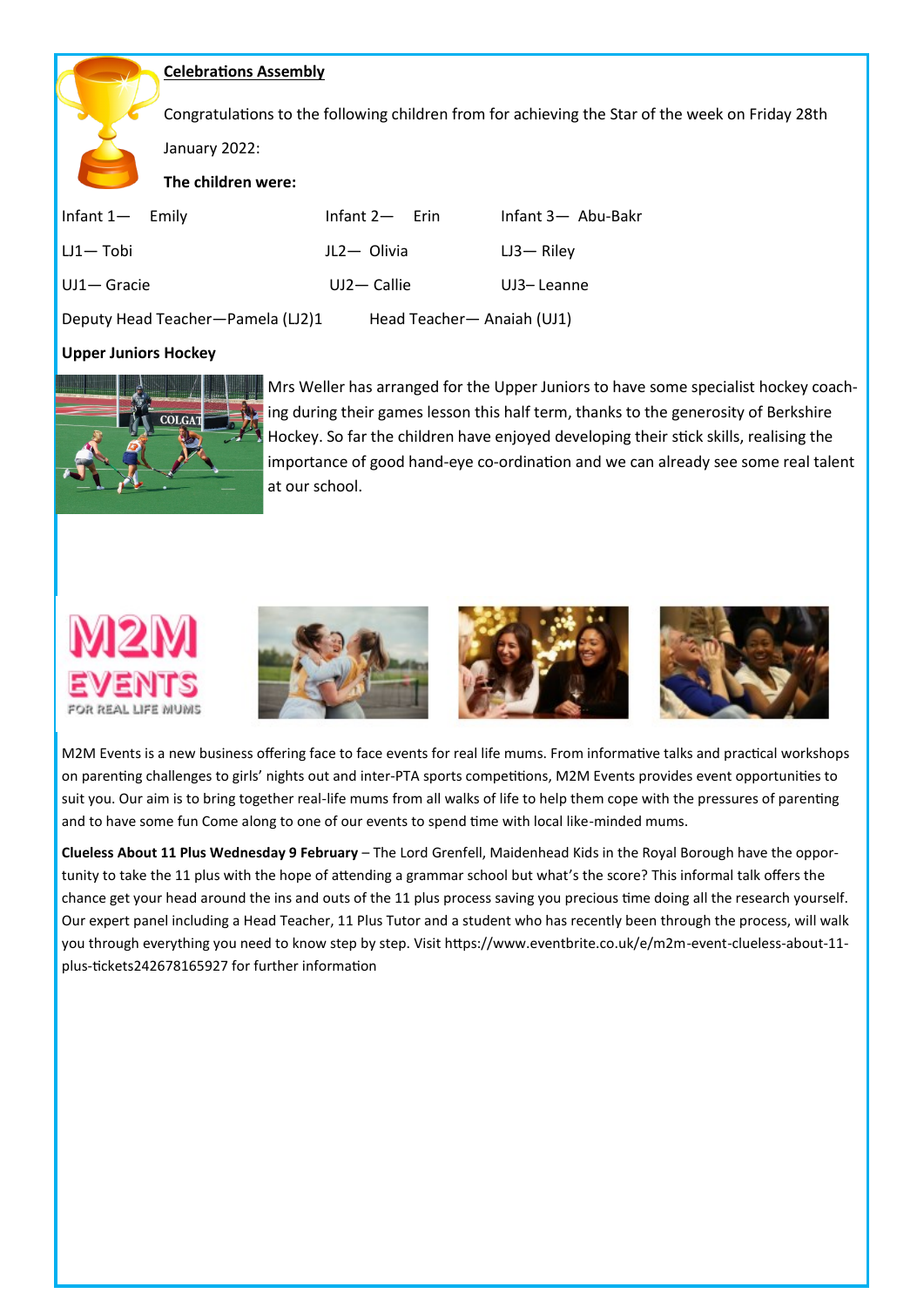**Celebrations Assembly**

Congratulations to the following children from for achieving the Star of the week on Friday 28th January 2022:

**The children were:**

| | | |
|---|---|---|
| Infant 1— Emily | Infant 2— Erin | Infant 3— Abu-Bakr |
| LJ1— Tobi | JL2— Olivia | LJ3— Riley |
| UJ1— Gracie | UJ2— Callie | UJ3– Leanne |

Deputy Head Teacher—Pamela (LJ2)1 Head Teacher— Anaiah (UJ1)

**Upper Juniors Hockey**

Mrs Weller has arranged for the Upper Juniors to have some specialist hockey coaching during their games lesson this half term, thanks to the generosity of Berkshire Hockey. So far the children have enjoyed developing their stick skills, realising the importance of good hand-eye co-ordination and we can already see some real talent at our school.

M2M EVENTS FOR REAL LIFE MUMS

M2M Events is a new business offering face to face events for real life mums. From informative talks and practical workshops on parenting challenges to girls' nights out and inter-PTA sports competitions, M2M Events provides event opportunities to suit you. Our aim is to bring together real-life mums from all walks of life to help them cope with the pressures of parenting and to have some fun Come along to one of our events to spend time with local like-minded mums.

**Clueless About 11 Plus Wednesday 9 February** – The Lord Grenfell, Maidenhead Kids in the Royal Borough have the opportunity to take the 11 plus with the hope of attending a grammar school but what's the score? This informal talk offers the chance get your head around the ins and outs of the 11 plus process saving you precious time doing all the research yourself. Our expert panel including a Head Teacher, 11 Plus Tutor and a student who has recently been through the process, will walk you through everything you need to know step by step. Visit https://www.eventbrite.co.uk/e/m2m-event-clueless-about-11-plus-tickets242678165927 for further information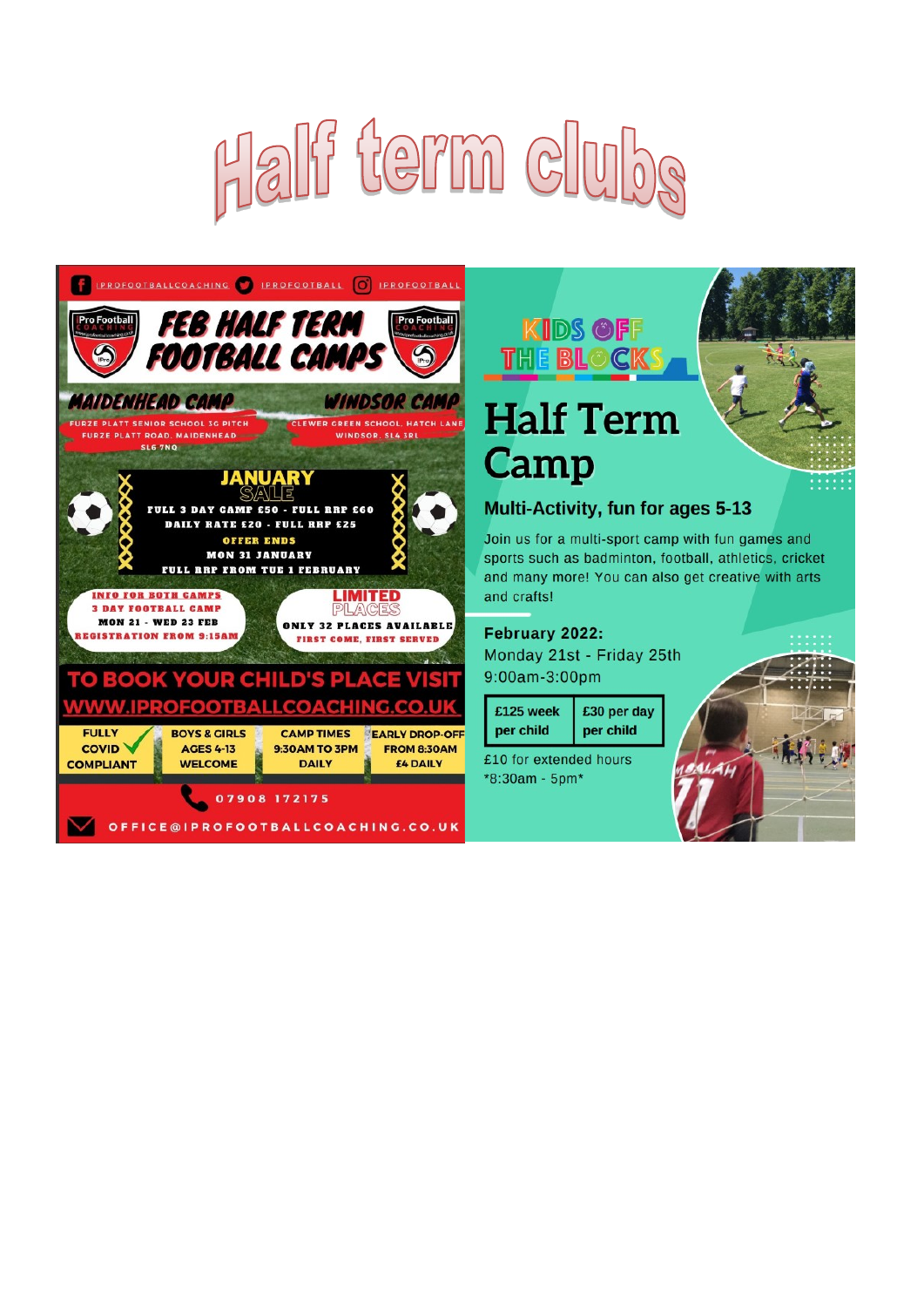# Half term clubs

IPROFOOTBALLCOACHING IPROFOOTBALL IPROFOOTBALL

## FEB HALF TERM FOOTBALL CAMPS

**MAIDENHEAD CAMP**

FURZE PLATT SENIOR SCHOOL 3G PITCH
FURZE PLATT ROAD, MAIDENHEAD
SL6 7NQ

**WINDSOR CAMP**

CLEWER GREEN SCHOOL, HATCH LANE
WINDSOR, SL4 3RL

**JANUARY SALE**

FULL 3 DAY CAMP £50 - FULL RRP £60
DAILY RATE £20 - FULL RRP £25
OFFER ENDS
MON 31 JANUARY
FULL RRP FROM TUE 1 FEBRUARY

**INFO FOR BOTH CAMPS**
3 DAY FOOTBALL CAMP
MON 21 - WED 23 FEB
REGISTRATION FROM 9:15AM

**LIMITED PLACES**
ONLY 32 PLACES AVAILABLE
FIRST COME, FIRST SERVED

**TO BOOK YOUR CHILD'S PLACE VISIT WWW.IPROFOOTBALLCOACHING.CO.UK**

- FULLY COVID COMPLIANT
- BOYS & GIRLS AGES 4-13 WELCOME
- CAMP TIMES 9:30AM TO 3PM DAILY
- EARLY DROP-OFF FROM 8:30AM £4 DAILY

07908 172175

OFFICE@IPROFOOTBALLCOACHING.CO.UK

---

KIDS OFF THE BLOCKS

## Half Term Camp

### Multi-Activity, fun for ages 5-13

Join us for a multi-sport camp with fun games and sports such as badminton, football, athletics, cricket and many more! You can also get creative with arts and crafts!

**February 2022:**
Monday 21st - Friday 25th
9:00am-3:00pm

| | |
|---|---|
| **£125 week per child** | **£30 per day per child** |

£10 for extended hours
*8:30am - 5pm*